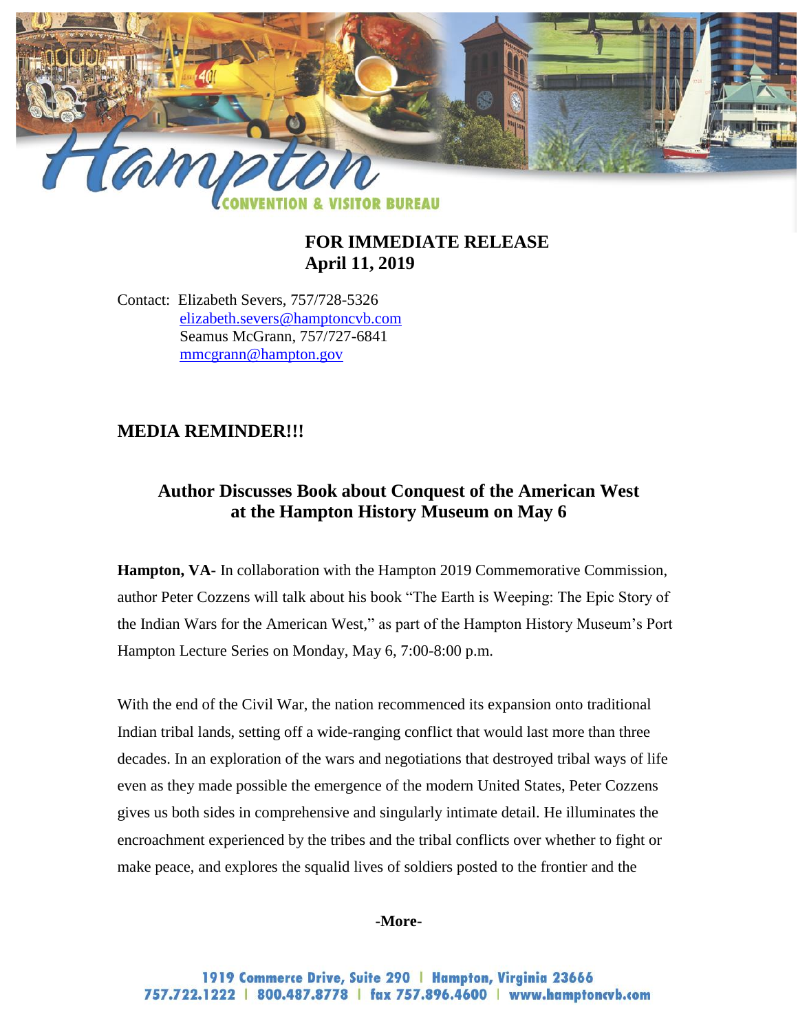Hampton
CONVENTION & VISITOR BUREAU

**FOR IMMEDIATE RELEASE**
**April 11, 2019**

Contact: Elizabeth Severs, 757/728-5326
elizabeth.severs@hamptoncvb.com
Seamus McGrann, 757/727-6841
mmcgrann@hampton.gov

## MEDIA REMINDER!!!

## Author Discusses Book about Conquest of the American West at the Hampton History Museum on May 6

**Hampton, VA-** In collaboration with the Hampton 2019 Commemorative Commission, author Peter Cozzens will talk about his book "The Earth is Weeping: The Epic Story of the Indian Wars for the American West," as part of the Hampton History Museum's Port Hampton Lecture Series on Monday, May 6, 7:00-8:00 p.m.

With the end of the Civil War, the nation recommenced its expansion onto traditional Indian tribal lands, setting off a wide-ranging conflict that would last more than three decades. In an exploration of the wars and negotiations that destroyed tribal ways of life even as they made possible the emergence of the modern United States, Peter Cozzens gives us both sides in comprehensive and singularly intimate detail. He illuminates the encroachment experienced by the tribes and the tribal conflicts over whether to fight or make peace, and explores the squalid lives of soldiers posted to the frontier and the

**-More-**

1919 Commerce Drive, Suite 290 | Hampton, Virginia 23666
757.722.1222 | 800.487.8778 | fax 757.896.4600 | www.hamptoncvb.com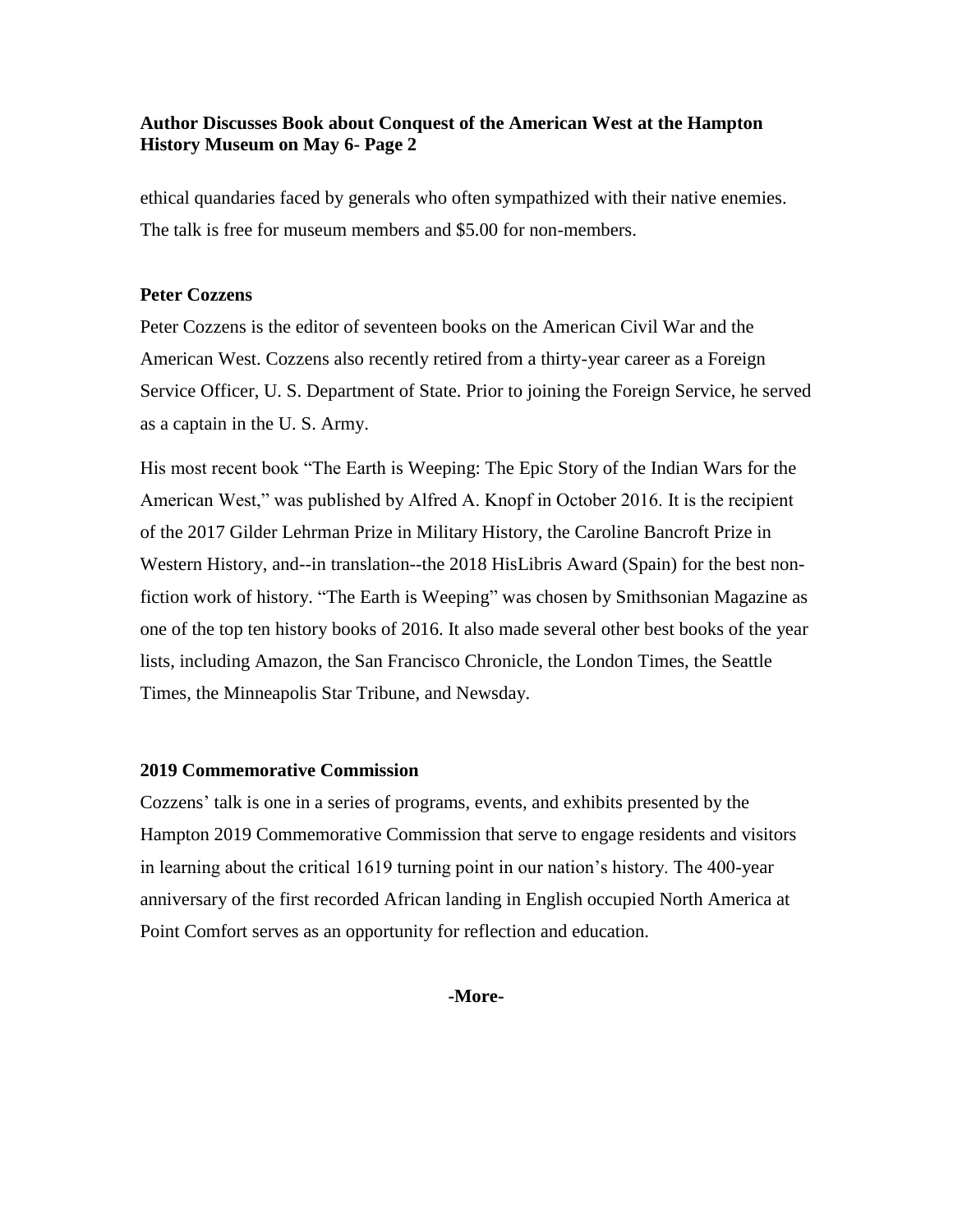ethical quandaries faced by generals who often sympathized with their native enemies. The talk is free for museum members and $5.00 for non-members.

**Peter Cozzens**

Peter Cozzens is the editor of seventeen books on the American Civil War and the American West. Cozzens also recently retired from a thirty-year career as a Foreign Service Officer, U. S. Department of State. Prior to joining the Foreign Service, he served as a captain in the U. S. Army.

His most recent book "The Earth is Weeping: The Epic Story of the Indian Wars for the American West," was published by Alfred A. Knopf in October 2016. It is the recipient of the 2017 Gilder Lehrman Prize in Military History, the Caroline Bancroft Prize in Western History, and--in translation--the 2018 HisLibris Award (Spain) for the best non-fiction work of history. "The Earth is Weeping" was chosen by Smithsonian Magazine as one of the top ten history books of 2016. It also made several other best books of the year lists, including Amazon, the San Francisco Chronicle, the London Times, the Seattle Times, the Minneapolis Star Tribune, and Newsday.

**2019 Commemorative Commission**

Cozzens' talk is one in a series of programs, events, and exhibits presented by the Hampton 2019 Commemorative Commission that serve to engage residents and visitors in learning about the critical 1619 turning point in our nation's history. The 400-year anniversary of the first recorded African landing in English occupied North America at Point Comfort serves as an opportunity for reflection and education.

**-More-**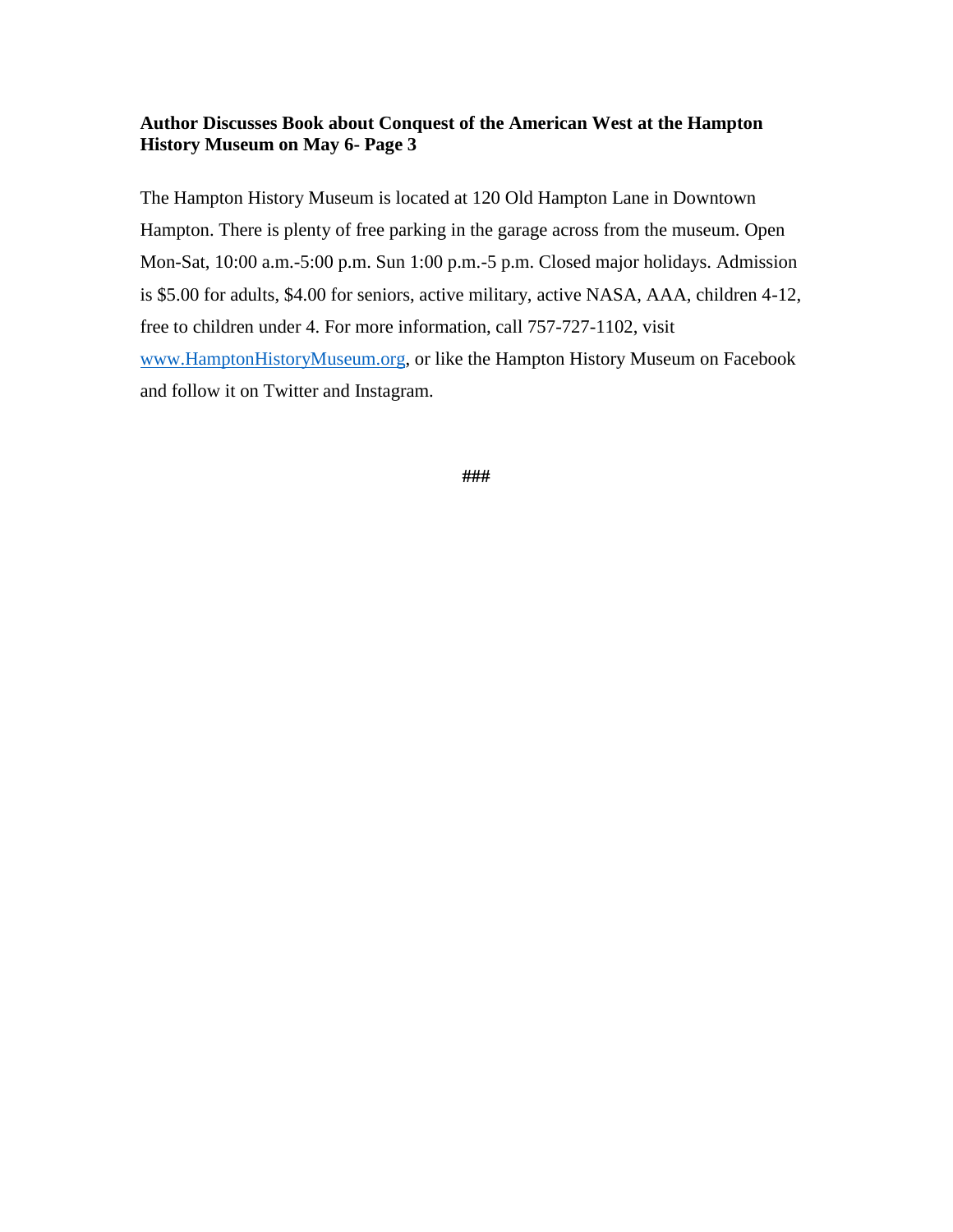**Author Discusses Book about Conquest of the American West at the Hampton History Museum on May 6- Page 3**

The Hampton History Museum is located at 120 Old Hampton Lane in Downtown Hampton. There is plenty of free parking in the garage across from the museum. Open Mon-Sat, 10:00 a.m.-5:00 p.m. Sun 1:00 p.m.-5 p.m. Closed major holidays. Admission is $5.00 for adults, $4.00 for seniors, active military, active NASA, AAA, children 4-12, free to children under 4. For more information, call 757-727-1102, visit [www.HamptonHistoryMuseum.org](http://www.HamptonHistoryMuseum.org), or like the Hampton History Museum on Facebook and follow it on Twitter and Instagram.

**###**